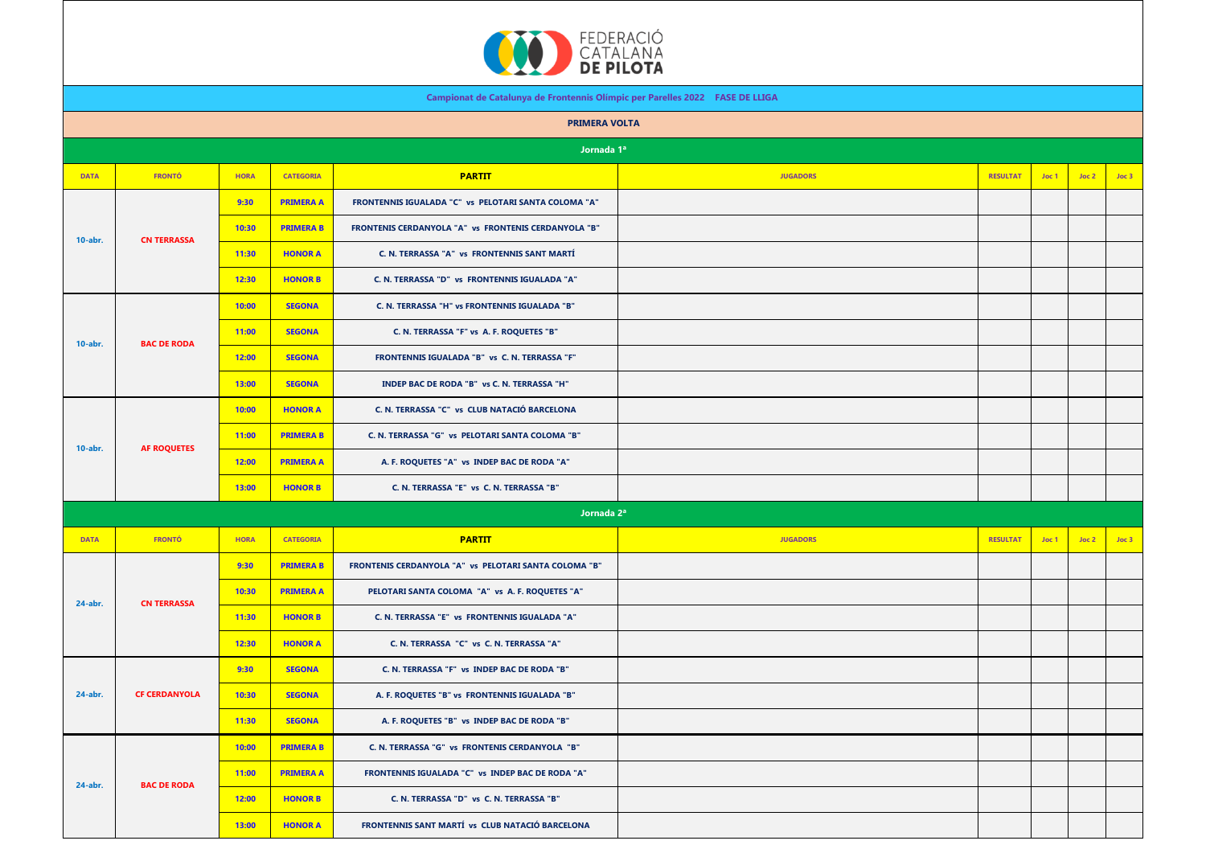FEDERACIÓ CATALANA DE PILOTA

## Campionat de Catalunya de Frontennis Olímpic per Parelles 2022 FASE DE LLIGA

### PRIMERA VOLTA

#### Jornada 1ª

| DATA | FRONTÓ | HORA | CATEGORIA | PARTIT | JUGADORS | RESULTAT | Joc 1 | Joc 2 | Joc 3 |
|---|---|---|---|---|---|---|---|---|---|
| 10-abr. | CN TERRASSA | 9:30 | PRIMERA A | FRONTENNIS IGUALADA "C" vs PELOTARI SANTA COLOMA "A" | | | | | |
| | | 10:30 | PRIMERA B | FRONTENIS CERDANYOLA "A" vs FRONTENIS CERDANYOLA "B" | | | | | |
| | | 11:30 | HONOR A | C. N. TERRASSA "A" vs FRONTENNIS SANT MARTÍ | | | | | |
| | | 12:30 | HONOR B | C. N. TERRASSA "D" vs FRONTENNIS IGUALADA "A" | | | | | |
| 10-abr. | BAC DE RODA | 10:00 | SEGONA | C. N. TERRASSA "H" vs FRONTENNIS IGUALADA "B" | | | | | |
| | | 11:00 | SEGONA | C. N. TERRASSA "F" vs A. F. ROQUETES "B" | | | | | |
| | | 12:00 | SEGONA | FRONTENNIS IGUALADA "B" vs C. N. TERRASSA "F" | | | | | |
| | | 13:00 | SEGONA | INDEP BAC DE RODA "B" vs C. N. TERRASSA "H" | | | | | |
| 10-abr. | AF ROQUETES | 10:00 | HONOR A | C. N. TERRASSA "C" vs CLUB NATACIÓ BARCELONA | | | | | |
| | | 11:00 | PRIMERA B | C. N. TERRASSA "G" vs PELOTARI SANTA COLOMA "B" | | | | | |
| | | 12:00 | PRIMERA A | A. F. ROQUETES "A" vs INDEP BAC DE RODA "A" | | | | | |
| | | 13:00 | HONOR B | C. N. TERRASSA "E" vs C. N. TERRASSA "B" | | | | | |

#### Jornada 2ª

| DATA | FRONTÓ | HORA | CATEGORIA | PARTIT | JUGADORS | RESULTAT | Joc 1 | Joc 2 | Joc 3 |
|---|---|---|---|---|---|---|---|---|---|
| 24-abr. | CN TERRASSA | 9:30 | PRIMERA B | FRONTENIS CERDANYOLA "A" vs PELOTARI SANTA COLOMA "B" | | | | | |
| | | 10:30 | PRIMERA A | PELOTARI SANTA COLOMA "A" vs A. F. ROQUETES "A" | | | | | |
| | | 11:30 | HONOR B | C. N. TERRASSA "E" vs FRONTENNIS IGUALADA "A" | | | | | |
| | | 12:30 | HONOR A | C. N. TERRASSA "C" vs C. N. TERRASSA "A" | | | | | |
| 24-abr. | CF CERDANYOLA | 9:30 | SEGONA | C. N. TERRASSA "F" vs INDEP BAC DE RODA "B" | | | | | |
| | | 10:30 | SEGONA | A. F. ROQUETES "B" vs FRONTENNIS IGUALADA "B" | | | | | |
| | | 11:30 | SEGONA | A. F. ROQUETES "B" vs INDEP BAC DE RODA "B" | | | | | |
| 24-abr. | BAC DE RODA | 10:00 | PRIMERA B | C. N. TERRASSA "G" vs FRONTENIS CERDANYOLA "B" | | | | | |
| | | 11:00 | PRIMERA A | FRONTENNIS IGUALADA "C" vs INDEP BAC DE RODA "A" | | | | | |
| | | 12:00 | HONOR B | C. N. TERRASSA "D" vs C. N. TERRASSA "B" | | | | | |
| | | 13:00 | HONOR A | FRONTENNIS SANT MARTÍ vs CLUB NATACIÓ BARCELONA | | | | | |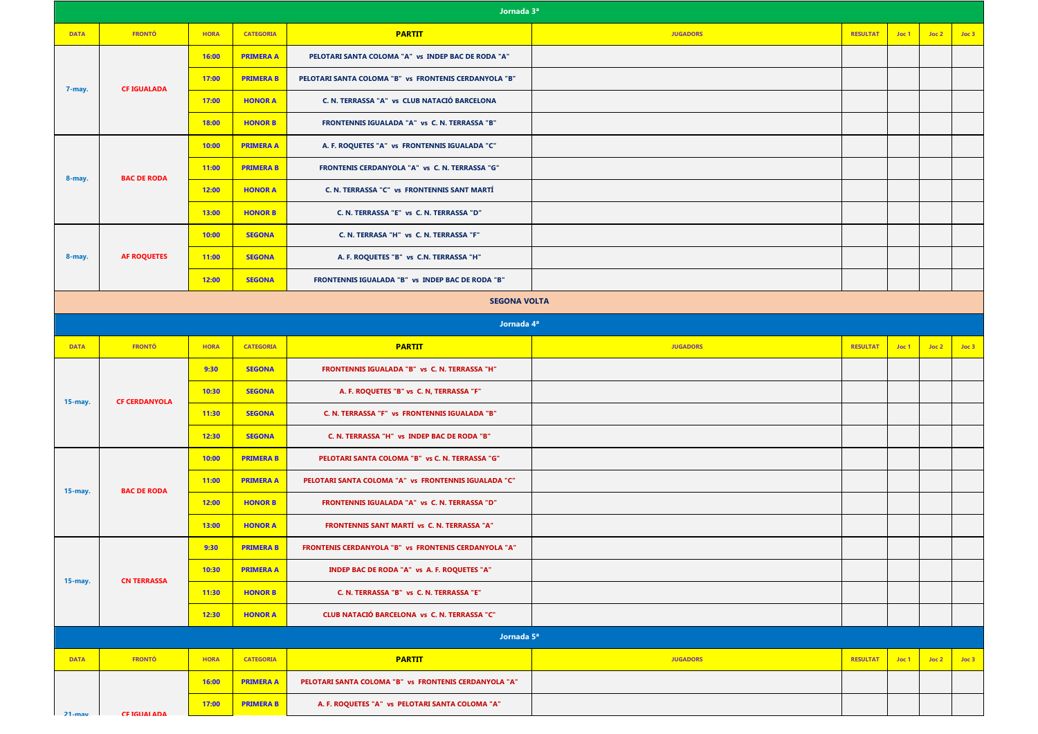## Jornada 3ª

| DATA | FRONTÓ | HORA | CATEGORIA | PARTIT | JUGADORS | RESULTAT | Joc 1 | Joc 2 | Joc 3 |
|---|---|---|---|---|---|---|---|---|---|
| 7-may. | CF IGUALADA | 16:00 | PRIMERA A | PELOTARI SANTA COLOMA "A" vs INDEP BAC DE RODA "A" | | | | | |
| | | 17:00 | PRIMERA B | PELOTARI SANTA COLOMA "B" vs FRONTENIS CERDANYOLA "B" | | | | | |
| | | 17:00 | HONOR A | C. N. TERRASSA "A" vs CLUB NATACIÓ BARCELONA | | | | | |
| | | 18:00 | HONOR B | FRONTENNIS IGUALADA "A" vs C. N. TERRASSA "B" | | | | | |
| 8-may. | BAC DE RODA | 10:00 | PRIMERA A | A. F. ROQUETES "A" vs FRONTENNIS IGUALADA "C" | | | | | |
| | | 11:00 | PRIMERA B | FRONTENIS CERDANYOLA "A" vs C. N. TERRASSA "G" | | | | | |
| | | 12:00 | HONOR A | C. N. TERRASSA "C" vs FRONTENNIS SANT MARTÍ | | | | | |
| | | 13:00 | HONOR B | C. N. TERRASSA "E" vs C. N. TERRASSA "D" | | | | | |
| 8-may. | AF ROQUETES | 10:00 | SEGONA | C. N. TERRASA "H" vs C. N. TERRASSA "F" | | | | | |
| | | 11:00 | SEGONA | A. F. ROQUETES "B" vs C.N. TERRASSA "H" | | | | | |
| | | 12:00 | SEGONA | FRONTENNIS IGUALADA "B" vs INDEP BAC DE RODA "B" | | | | | |

## SEGONA VOLTA

## Jornada 4ª

| DATA | FRONTÓ | HORA | CATEGORIA | PARTIT | JUGADORS | RESULTAT | Joc 1 | Joc 2 | Joc 3 |
|---|---|---|---|---|---|---|---|---|---|
| 15-may. | CF CERDANYOLA | 9:30 | SEGONA | FRONTENNIS IGUALADA "B" vs C. N. TERRASSA "H" | | | | | |
| | | 10:30 | SEGONA | A. F. ROQUETES "B" vs C. N, TERRASSA "F" | | | | | |
| | | 11:30 | SEGONA | C. N. TERRASSA "F" vs FRONTENNIS IGUALADA "B" | | | | | |
| | | 12:30 | SEGONA | C. N. TERRASSA "H" vs INDEP BAC DE RODA "B" | | | | | |
| 15-may. | BAC DE RODA | 10:00 | PRIMERA B | PELOTARI SANTA COLOMA "B" vs C. N. TERRASSA "G" | | | | | |
| | | 11:00 | PRIMERA A | PELOTARI SANTA COLOMA "A" vs FRONTENNIS IGUALADA "C" | | | | | |
| | | 12:00 | HONOR B | FRONTENNIS IGUALADA "A" vs C. N. TERRASSA "D" | | | | | |
| | | 13:00 | HONOR A | FRONTENNIS SANT MARTÍ vs C. N. TERRASSA "A" | | | | | |
| 15-may. | CN TERRASSA | 9:30 | PRIMERA B | FRONTENIS CERDANYOLA "B" vs FRONTENIS CERDANYOLA "A" | | | | | |
| | | 10:30 | PRIMERA A | INDEP BAC DE RODA "A" vs A. F. ROQUETES "A" | | | | | |
| | | 11:30 | HONOR B | C. N. TERRASSA "B" vs C. N. TERRASSA "E" | | | | | |
| | | 12:30 | HONOR A | CLUB NATACIÓ BARCELONA vs C. N. TERRASSA "C" | | | | | |

## Jornada 5ª

| DATA | FRONTÓ | HORA | CATEGORIA | PARTIT | JUGADORS | RESULTAT | Joc 1 | Joc 2 | Joc 3 |
|---|---|---|---|---|---|---|---|---|---|
| 21-may. | CF IGUALADA | 16:00 | PRIMERA A | PELOTARI SANTA COLOMA "B" vs FRONTENIS CERDANYOLA "A" | | | | | |
| | | 17:00 | PRIMERA B | A. F. ROQUETES "A" vs PELOTARI SANTA COLOMA "A" | | | | | |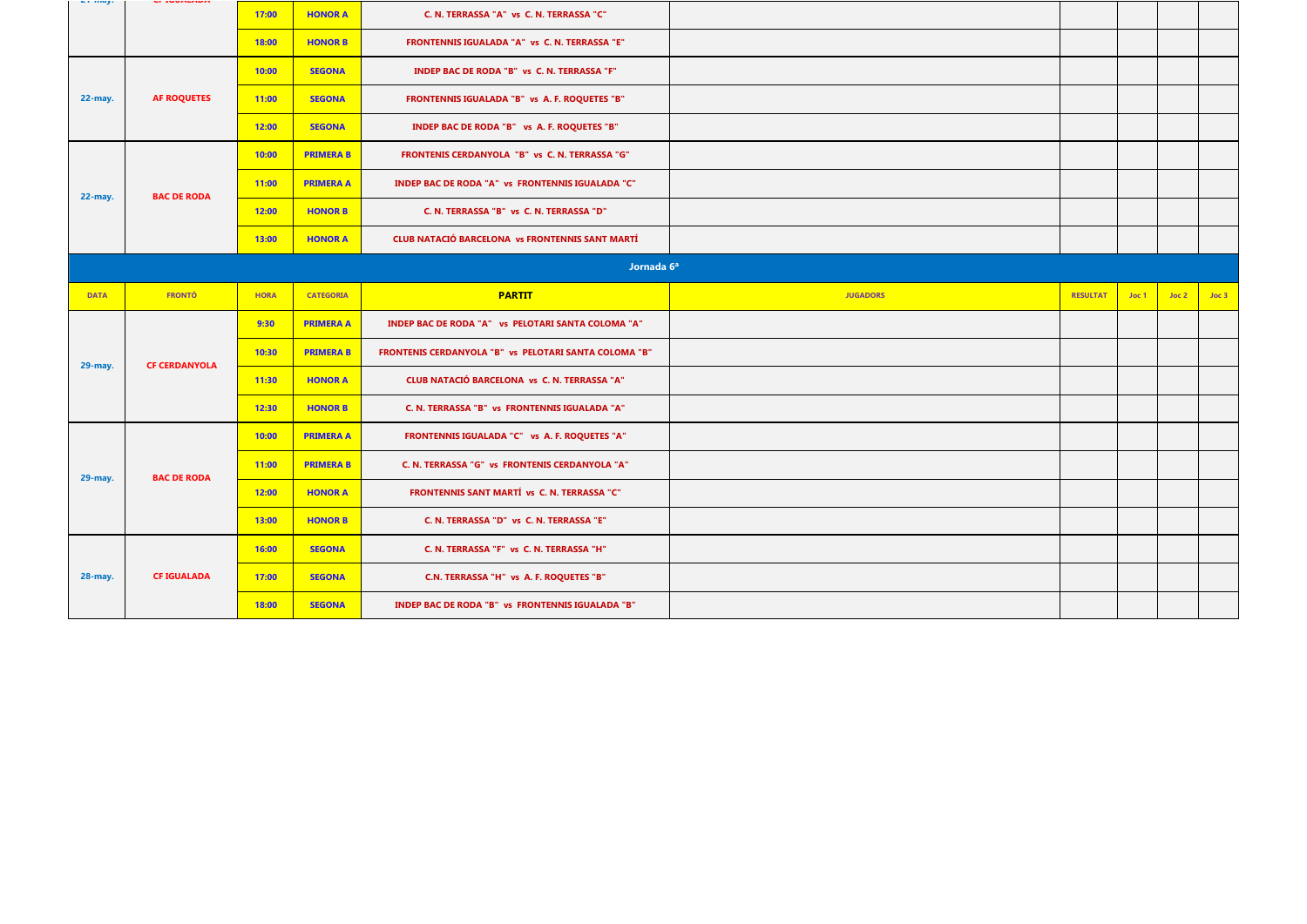| | | | | | | | | | |
|---|---|---|---|---|---|---|---|---|---|
| 21-may. | CF IGUALADA | 17:00 | HONOR A | C. N. TERRASSA "A" vs C. N. TERRASSA "C" | | | | | |
| | | 18:00 | HONOR B | FRONTENNIS IGUALADA "A" vs C. N. TERRASSA "E" | | | | | |
| 22-may. | AF ROQUETES | 10:00 | SEGONA | INDEP BAC DE RODA "B" vs C. N. TERRASSA "F" | | | | | |
| | | 11:00 | SEGONA | FRONTENNIS IGUALADA "B" vs A. F. ROQUETES "B" | | | | | |
| | | 12:00 | SEGONA | INDEP BAC DE RODA "B" vs A. F. ROQUETES "B" | | | | | |
| 22-may. | BAC DE RODA | 10:00 | PRIMERA B | FRONTENIS CERDANYOLA "B" vs C. N. TERRASSA "G" | | | | | |
| | | 11:00 | PRIMERA A | INDEP BAC DE RODA "A" vs FRONTENNIS IGUALADA "C" | | | | | |
| | | 12:00 | HONOR B | C. N. TERRASSA "B" vs C. N. TERRASSA "D" | | | | | |
| | | 13:00 | HONOR A | CLUB NATACIÓ BARCELONA vs FRONTENNIS SANT MARTÍ | | | | | |
| Jornada 6ª | | | | | | | | | |
| DATA | FRONTÓ | HORA | CATEGORIA | PARTIT | JUGADORS | RESULTAT | Joc 1 | Joc 2 | Joc 3 |
| 29-may. | CF CERDANYOLA | 9:30 | PRIMERA A | INDEP BAC DE RODA "A" vs PELOTARI SANTA COLOMA "A" | | | | | |
| | | 10:30 | PRIMERA B | FRONTENIS CERDANYOLA "B" vs PELOTARI SANTA COLOMA "B" | | | | | |
| | | 11:30 | HONOR A | CLUB NATACIÓ BARCELONA vs C. N. TERRASSA "A" | | | | | |
| | | 12:30 | HONOR B | C. N. TERRASSA "B" vs FRONTENNIS IGUALADA "A" | | | | | |
| 29-may. | BAC DE RODA | 10:00 | PRIMERA A | FRONTENNIS IGUALADA "C" vs A. F. ROQUETES "A" | | | | | |
| | | 11:00 | PRIMERA B | C. N. TERRASSA "G" vs FRONTENIS CERDANYOLA "A" | | | | | |
| | | 12:00 | HONOR A | FRONTENNIS SANT MARTÍ vs C. N. TERRASSA "C" | | | | | |
| | | 13:00 | HONOR B | C. N. TERRASSA "D" vs C. N. TERRASSA "E" | | | | | |
| 28-may. | CF IGUALADA | 16:00 | SEGONA | C. N. TERRASSA "F" vs C. N. TERRASSA "H" | | | | | |
| | | 17:00 | SEGONA | C.N. TERRASSA "H" vs A. F. ROQUETES "B" | | | | | |
| | | 18:00 | SEGONA | INDEP BAC DE RODA "B" vs FRONTENNIS IGUALADA "B" | | | | | |